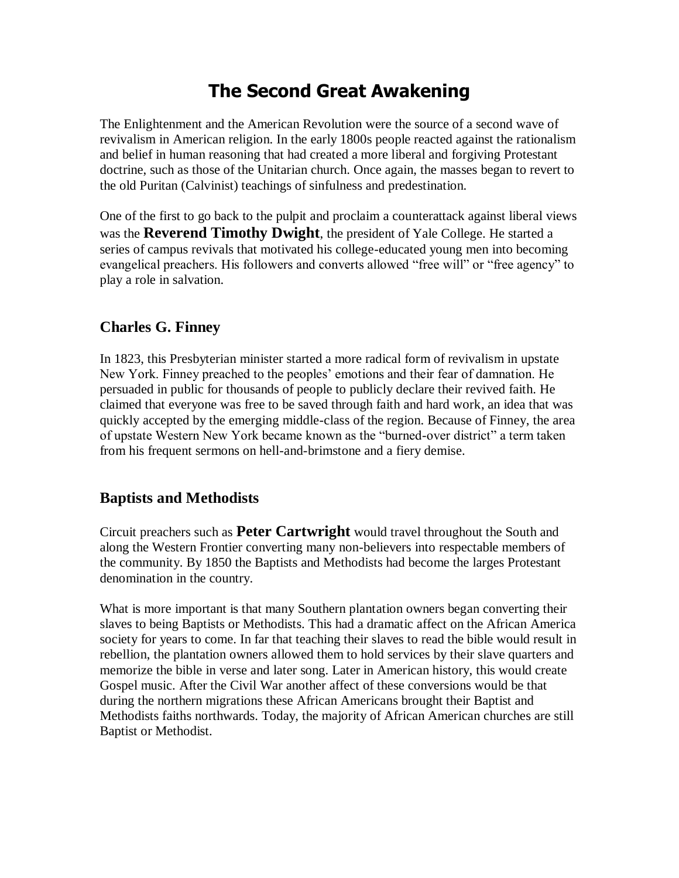# The Second Great Awakening

The Enlightenment and the American Revolution were the source of a second wave of revivalism in American religion. In the early 1800s people reacted against the rationalism and belief in human reasoning that had created a more liberal and forgiving Protestant doctrine, such as those of the Unitarian church. Once again, the masses began to revert to the old Puritan (Calvinist) teachings of sinfulness and predestination.

One of the first to go back to the pulpit and proclaim a counterattack against liberal views was the **Reverend Timothy Dwight**, the president of Yale College. He started a series of campus revivals that motivated his college-educated young men into becoming evangelical preachers. His followers and converts allowed "free will" or "free agency" to play a role in salvation.

## Charles G. Finney

In 1823, this Presbyterian minister started a more radical form of revivalism in upstate New York. Finney preached to the peoples' emotions and their fear of damnation. He persuaded in public for thousands of people to publicly declare their revived faith. He claimed that everyone was free to be saved through faith and hard work, an idea that was quickly accepted by the emerging middle-class of the region. Because of Finney, the area of upstate Western New York became known as the "burned-over district" a term taken from his frequent sermons on hell-and-brimstone and a fiery demise.

## Baptists and Methodists

Circuit preachers such as **Peter Cartwright** would travel throughout the South and along the Western Frontier converting many non-believers into respectable members of the community. By 1850 the Baptists and Methodists had become the larges Protestant denomination in the country.

What is more important is that many Southern plantation owners began converting their slaves to being Baptists or Methodists. This had a dramatic affect on the African America society for years to come. In far that teaching their slaves to read the bible would result in rebellion, the plantation owners allowed them to hold services by their slave quarters and memorize the bible in verse and later song. Later in American history, this would create Gospel music. After the Civil War another affect of these conversions would be that during the northern migrations these African Americans brought their Baptist and Methodists faiths northwards. Today, the majority of African American churches are still Baptist or Methodist.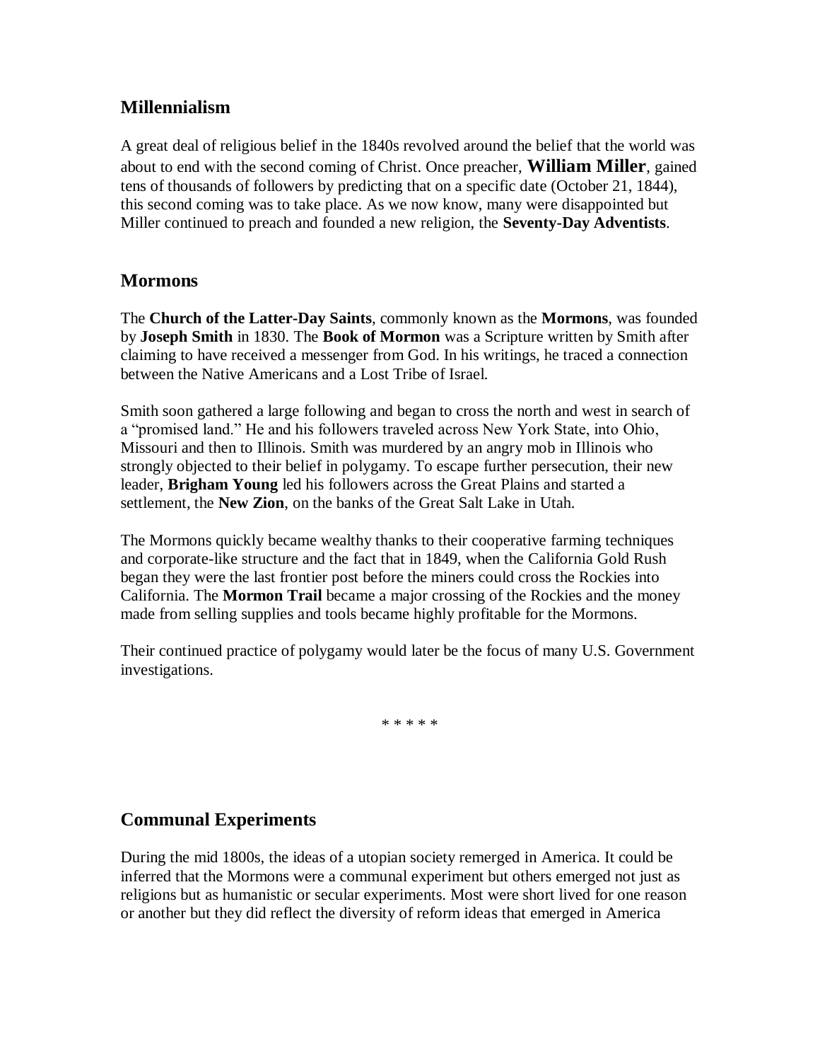## Millennialism

A great deal of religious belief in the 1840s revolved around the belief that the world was about to end with the second coming of Christ. Once preacher, **William Miller**, gained tens of thousands of followers by predicting that on a specific date (October 21, 1844), this second coming was to take place. As we now know, many were disappointed but Miller continued to preach and founded a new religion, the **Seventy-Day Adventists**.

## Mormons

The **Church of the Latter-Day Saints**, commonly known as the **Mormons**, was founded by **Joseph Smith** in 1830. The **Book of Mormon** was a Scripture written by Smith after claiming to have received a messenger from God. In his writings, he traced a connection between the Native Americans and a Lost Tribe of Israel.

Smith soon gathered a large following and began to cross the north and west in search of a "promised land." He and his followers traveled across New York State, into Ohio, Missouri and then to Illinois. Smith was murdered by an angry mob in Illinois who strongly objected to their belief in polygamy. To escape further persecution, their new leader, **Brigham Young** led his followers across the Great Plains and started a settlement, the **New Zion**, on the banks of the Great Salt Lake in Utah.

The Mormons quickly became wealthy thanks to their cooperative farming techniques and corporate-like structure and the fact that in 1849, when the California Gold Rush began they were the last frontier post before the miners could cross the Rockies into California. The **Mormon Trail** became a major crossing of the Rockies and the money made from selling supplies and tools became highly profitable for the Mormons.

Their continued practice of polygamy would later be the focus of many U.S. Government investigations.

* * * * *

## Communal Experiments

During the mid 1800s, the ideas of a utopian society remerged in America. It could be inferred that the Mormons were a communal experiment but others emerged not just as religions but as humanistic or secular experiments. Most were short lived for one reason or another but they did reflect the diversity of reform ideas that emerged in America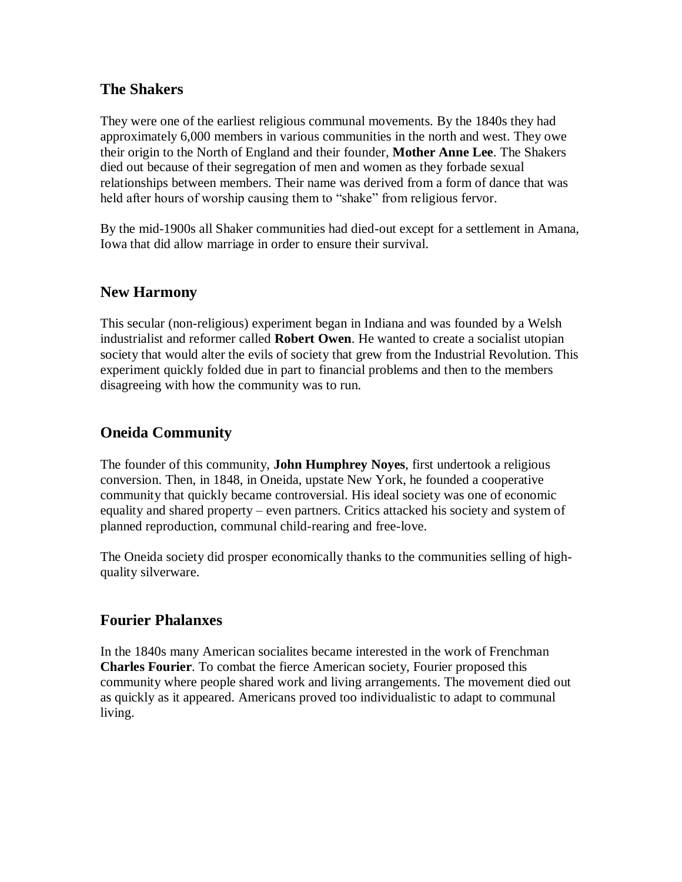## The Shakers

They were one of the earliest religious communal movements. By the 1840s they had approximately 6,000 members in various communities in the north and west. They owe their origin to the North of England and their founder, **Mother Anne Lee**. The Shakers died out because of their segregation of men and women as they forbade sexual relationships between members. Their name was derived from a form of dance that was held after hours of worship causing them to "shake" from religious fervor.

By the mid-1900s all Shaker communities had died-out except for a settlement in Amana, Iowa that did allow marriage in order to ensure their survival.

## New Harmony

This secular (non-religious) experiment began in Indiana and was founded by a Welsh industrialist and reformer called **Robert Owen**. He wanted to create a socialist utopian society that would alter the evils of society that grew from the Industrial Revolution. This experiment quickly folded due in part to financial problems and then to the members disagreeing with how the community was to run.

## Oneida Community

The founder of this community, **John Humphrey Noyes**, first undertook a religious conversion. Then, in 1848, in Oneida, upstate New York, he founded a cooperative community that quickly became controversial. His ideal society was one of economic equality and shared property – even partners. Critics attacked his society and system of planned reproduction, communal child-rearing and free-love.

The Oneida society did prosper economically thanks to the communities selling of high-quality silverware.

## Fourier Phalanxes

In the 1840s many American socialites became interested in the work of Frenchman **Charles Fourier**. To combat the fierce American society, Fourier proposed this community where people shared work and living arrangements. The movement died out as quickly as it appeared. Americans proved too individualistic to adapt to communal living.